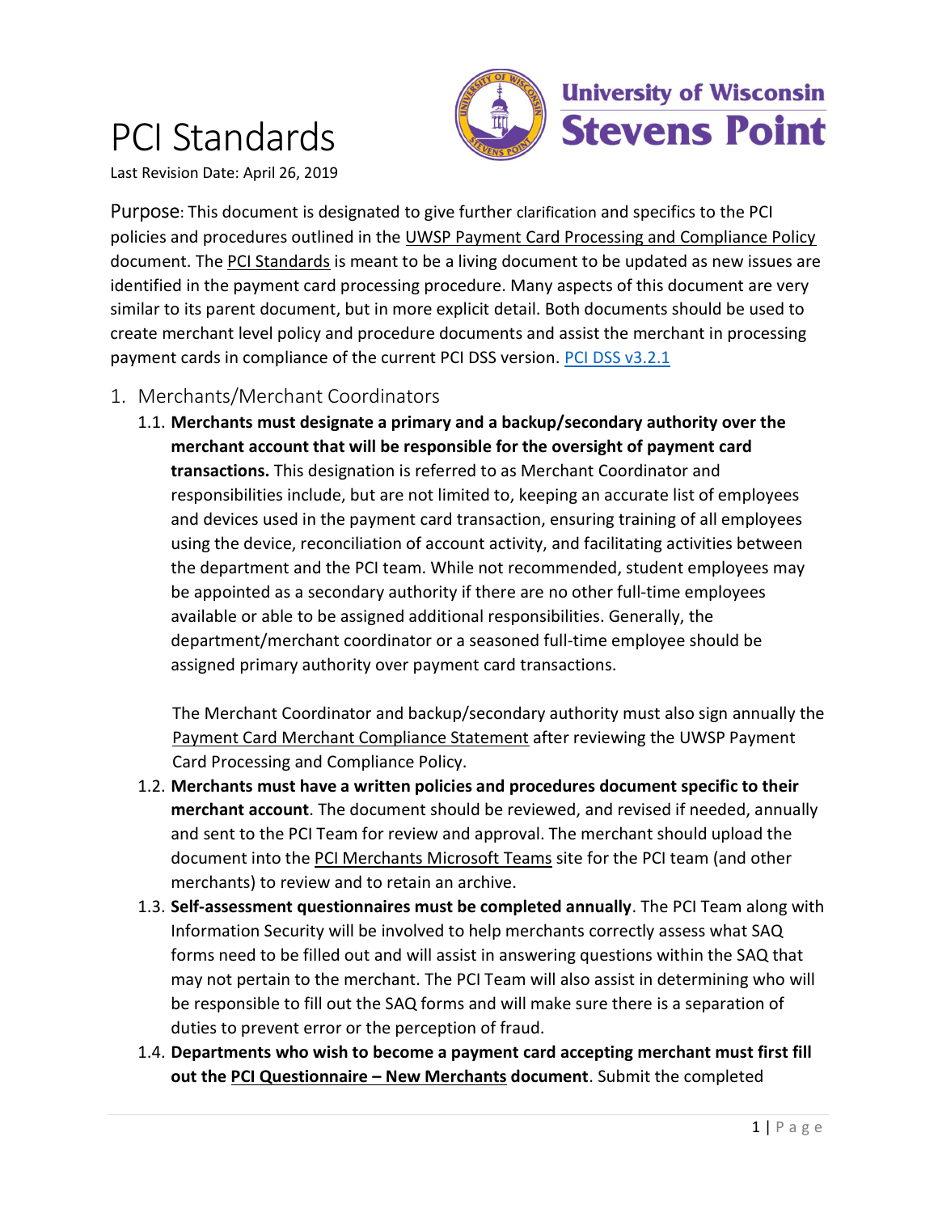# PCI Standards

Last Revision Date: April 26, 2019

Purpose: This document is designated to give further clarification and specifics to the PCI policies and procedures outlined in the UWSP Payment Card Processing and Compliance Policy document. The PCI Standards is meant to be a living document to be updated as new issues are identified in the payment card processing procedure. Many aspects of this document are very similar to its parent document, but in more explicit detail. Both documents should be used to create merchant level policy and procedure documents and assist the merchant in processing payment cards in compliance of the current PCI DSS version. PCI DSS v3.2.1

## 1. Merchants/Merchant Coordinators

1.1. **Merchants must designate a primary and a backup/secondary authority over the merchant account that will be responsible for the oversight of payment card transactions.** This designation is referred to as Merchant Coordinator and responsibilities include, but are not limited to, keeping an accurate list of employees and devices used in the payment card transaction, ensuring training of all employees using the device, reconciliation of account activity, and facilitating activities between the department and the PCI team. While not recommended, student employees may be appointed as a secondary authority if there are no other full-time employees available or able to be assigned additional responsibilities. Generally, the department/merchant coordinator or a seasoned full-time employee should be assigned primary authority over payment card transactions.

The Merchant Coordinator and backup/secondary authority must also sign annually the Payment Card Merchant Compliance Statement after reviewing the UWSP Payment Card Processing and Compliance Policy.

1.2. **Merchants must have a written policies and procedures document specific to their merchant account**. The document should be reviewed, and revised if needed, annually and sent to the PCI Team for review and approval. The merchant should upload the document into the PCI Merchants Microsoft Teams site for the PCI team (and other merchants) to review and to retain an archive.

1.3. **Self-assessment questionnaires must be completed annually**. The PCI Team along with Information Security will be involved to help merchants correctly assess what SAQ forms need to be filled out and will assist in answering questions within the SAQ that may not pertain to the merchant. The PCI Team will also assist in determining who will be responsible to fill out the SAQ forms and will make sure there is a separation of duties to prevent error or the perception of fraud.

1.4. **Departments who wish to become a payment card accepting merchant must first fill out the PCI Questionnaire – New Merchants document**. Submit the completed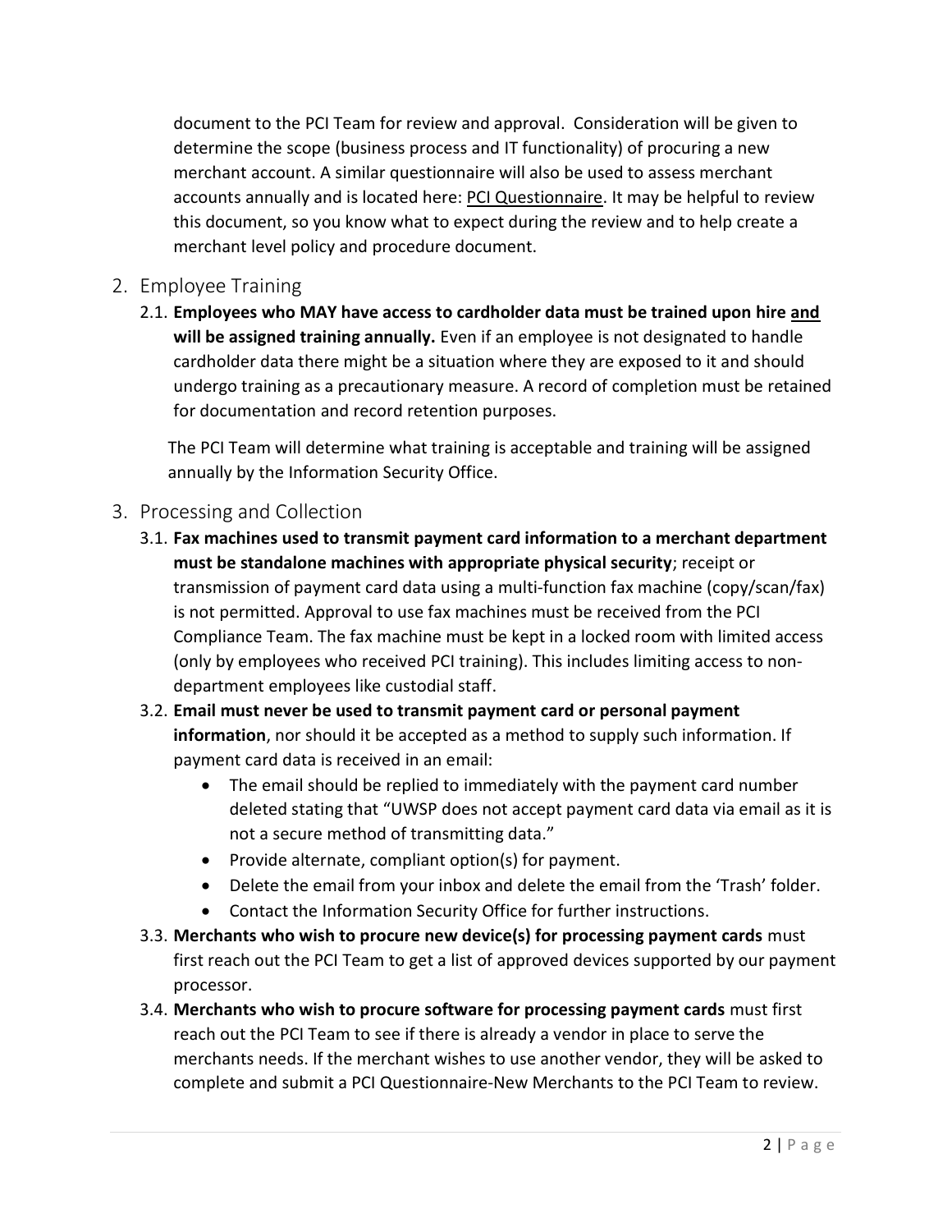document to the PCI Team for review and approval. Consideration will be given to determine the scope (business process and IT functionality) of procuring a new merchant account. A similar questionnaire will also be used to assess merchant accounts annually and is located here: PCI Questionnaire. It may be helpful to review this document, so you know what to expect during the review and to help create a merchant level policy and procedure document.

## 2. Employee Training

2.1. **Employees who MAY have access to cardholder data must be trained upon hire and will be assigned training annually.** Even if an employee is not designated to handle cardholder data there might be a situation where they are exposed to it and should undergo training as a precautionary measure. A record of completion must be retained for documentation and record retention purposes.

The PCI Team will determine what training is acceptable and training will be assigned annually by the Information Security Office.

## 3. Processing and Collection

3.1. **Fax machines used to transmit payment card information to a merchant department must be standalone machines with appropriate physical security**; receipt or transmission of payment card data using a multi-function fax machine (copy/scan/fax) is not permitted. Approval to use fax machines must be received from the PCI Compliance Team. The fax machine must be kept in a locked room with limited access (only by employees who received PCI training). This includes limiting access to non-department employees like custodial staff.

3.2. **Email must never be used to transmit payment card or personal payment information**, nor should it be accepted as a method to supply such information. If payment card data is received in an email:

- The email should be replied to immediately with the payment card number deleted stating that "UWSP does not accept payment card data via email as it is not a secure method of transmitting data."
- Provide alternate, compliant option(s) for payment.
- Delete the email from your inbox and delete the email from the 'Trash' folder.
- Contact the Information Security Office for further instructions.

3.3. **Merchants who wish to procure new device(s) for processing payment cards** must first reach out the PCI Team to get a list of approved devices supported by our payment processor.

3.4. **Merchants who wish to procure software for processing payment cards** must first reach out the PCI Team to see if there is already a vendor in place to serve the merchants needs. If the merchant wishes to use another vendor, they will be asked to complete and submit a PCI Questionnaire-New Merchants to the PCI Team to review.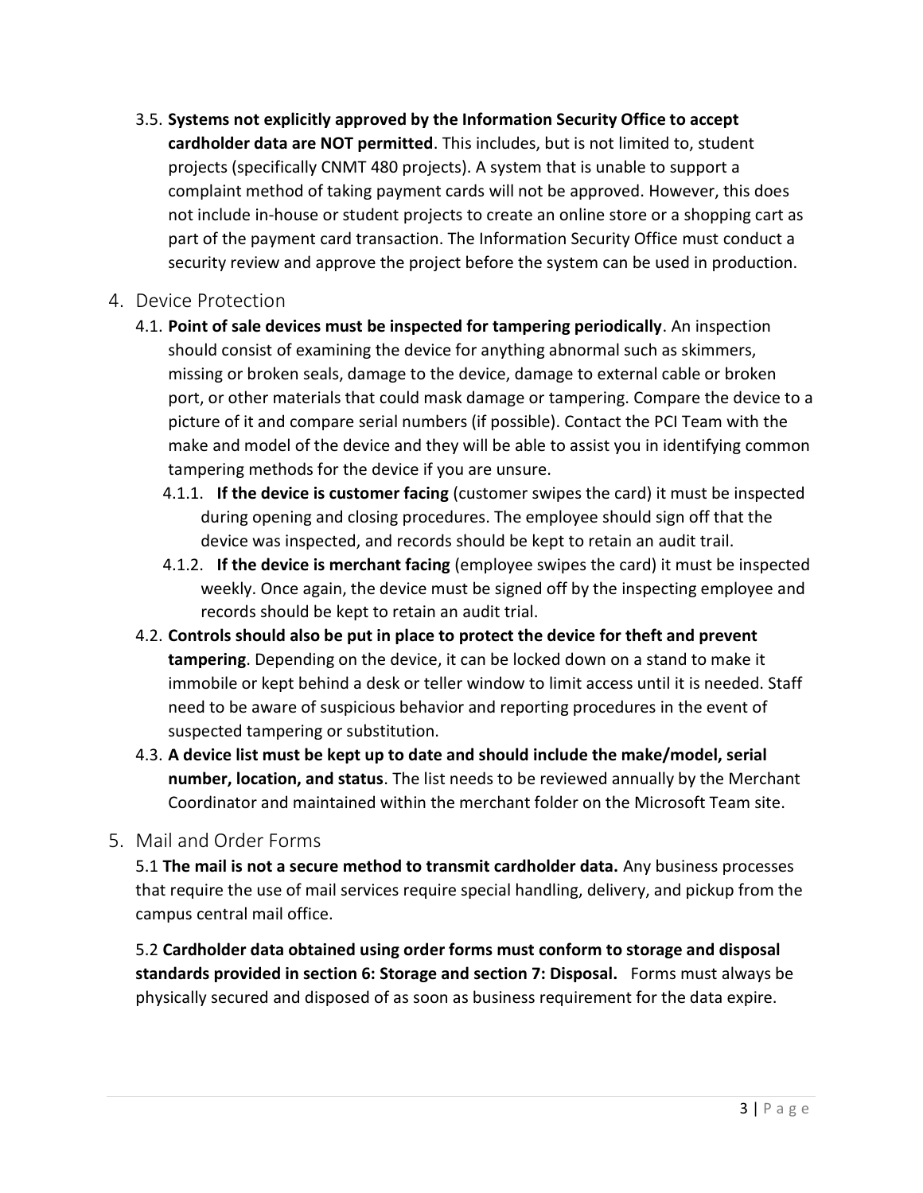3.5. **Systems not explicitly approved by the Information Security Office to accept cardholder data are NOT permitted**. This includes, but is not limited to, student projects (specifically CNMT 480 projects). A system that is unable to support a complaint method of taking payment cards will not be approved. However, this does not include in-house or student projects to create an online store or a shopping cart as part of the payment card transaction. The Information Security Office must conduct a security review and approve the project before the system can be used in production.

## 4. Device Protection

4.1. **Point of sale devices must be inspected for tampering periodically**. An inspection should consist of examining the device for anything abnormal such as skimmers, missing or broken seals, damage to the device, damage to external cable or broken port, or other materials that could mask damage or tampering. Compare the device to a picture of it and compare serial numbers (if possible). Contact the PCI Team with the make and model of the device and they will be able to assist you in identifying common tampering methods for the device if you are unsure.

4.1.1. **If the device is customer facing** (customer swipes the card) it must be inspected during opening and closing procedures. The employee should sign off that the device was inspected, and records should be kept to retain an audit trail.

4.1.2. **If the device is merchant facing** (employee swipes the card) it must be inspected weekly. Once again, the device must be signed off by the inspecting employee and records should be kept to retain an audit trial.

4.2. **Controls should also be put in place to protect the device for theft and prevent tampering**. Depending on the device, it can be locked down on a stand to make it immobile or kept behind a desk or teller window to limit access until it is needed. Staff need to be aware of suspicious behavior and reporting procedures in the event of suspected tampering or substitution.

4.3. **A device list must be kept up to date and should include the make/model, serial number, location, and status**. The list needs to be reviewed annually by the Merchant Coordinator and maintained within the merchant folder on the Microsoft Team site.

## 5. Mail and Order Forms

5.1 **The mail is not a secure method to transmit cardholder data.** Any business processes that require the use of mail services require special handling, delivery, and pickup from the campus central mail office.

5.2 **Cardholder data obtained using order forms must conform to storage and disposal standards provided in section 6: Storage and section 7: Disposal.** Forms must always be physically secured and disposed of as soon as business requirement for the data expire.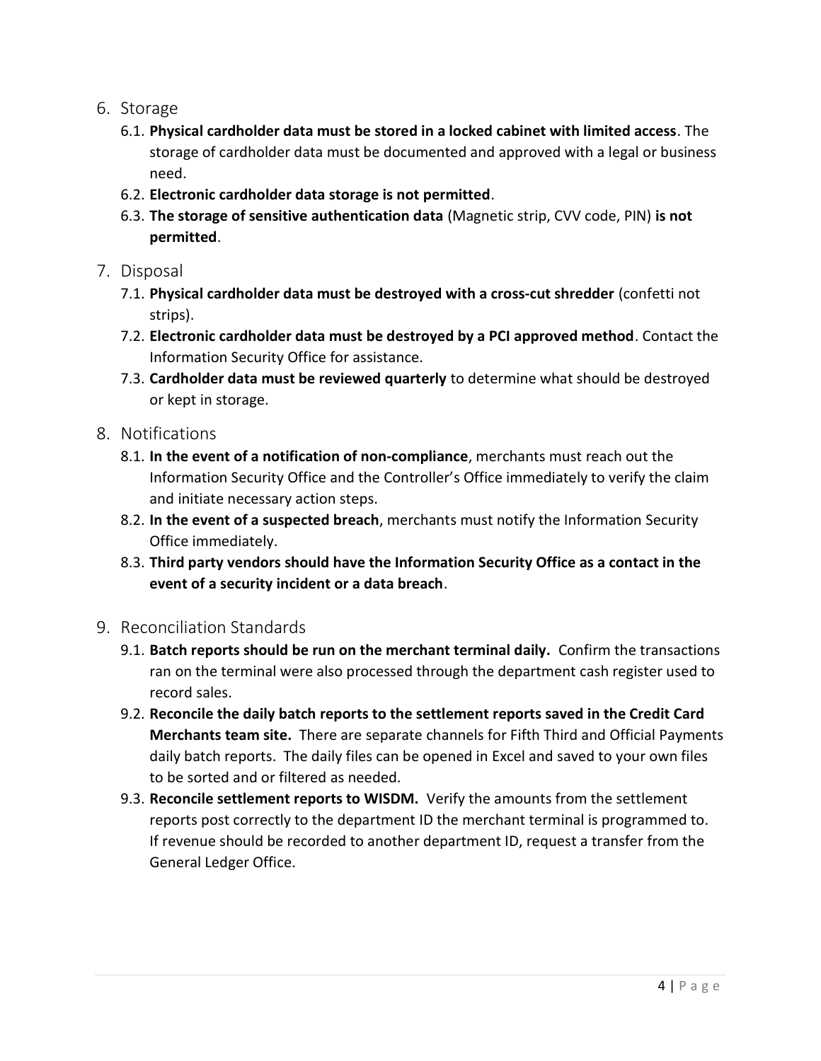6. Storage
    6.1. **Physical cardholder data must be stored in a locked cabinet with limited access**. The storage of cardholder data must be documented and approved with a legal or business need.
    6.2. **Electronic cardholder data storage is not permitted**.
    6.3. **The storage of sensitive authentication data** (Magnetic strip, CVV code, PIN) **is not permitted**.
7. Disposal
    7.1. **Physical cardholder data must be destroyed with a cross-cut shredder** (confetti not strips).
    7.2. **Electronic cardholder data must be destroyed by a PCI approved method**. Contact the Information Security Office for assistance.
    7.3. **Cardholder data must be reviewed quarterly** to determine what should be destroyed or kept in storage.
8. Notifications
    8.1. **In the event of a notification of non-compliance**, merchants must reach out the Information Security Office and the Controller's Office immediately to verify the claim and initiate necessary action steps.
    8.2. **In the event of a suspected breach**, merchants must notify the Information Security Office immediately.
    8.3. **Third party vendors should have the Information Security Office as a contact in the event of a security incident or a data breach**.
9. Reconciliation Standards
    9.1. **Batch reports should be run on the merchant terminal daily.** Confirm the transactions ran on the terminal were also processed through the department cash register used to record sales.
    9.2. **Reconcile the daily batch reports to the settlement reports saved in the Credit Card Merchants team site.** There are separate channels for Fifth Third and Official Payments daily batch reports. The daily files can be opened in Excel and saved to your own files to be sorted and or filtered as needed.
    9.3. **Reconcile settlement reports to WISDM.** Verify the amounts from the settlement reports post correctly to the department ID the merchant terminal is programmed to. If revenue should be recorded to another department ID, request a transfer from the General Ledger Office.